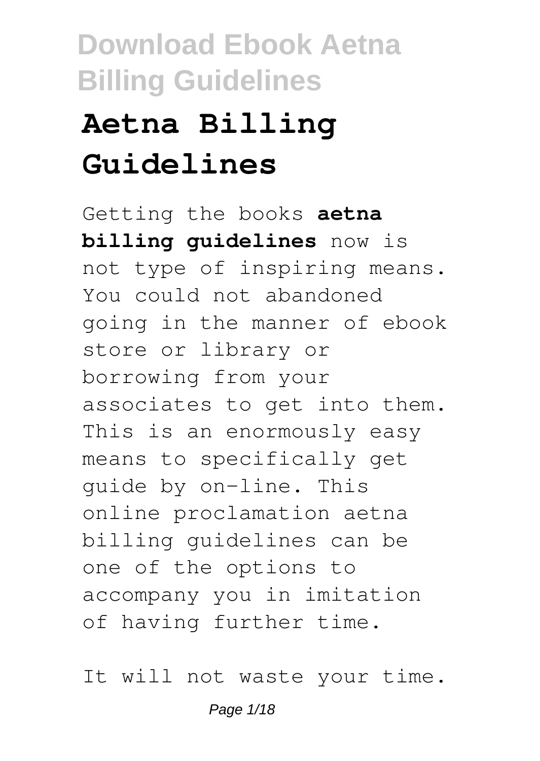# Aetna Billing Guidelines

Getting the books **aetna billing guidelines** now is not type of inspiring means. You could not abandoned going in the manner of ebook store or library or borrowing from your associates to get into them. This is an enormously easy means to specifically get guide by on-line. This online proclamation aetna billing guidelines can be one of the options to accompany you in imitation of having further time.

It will not waste your time.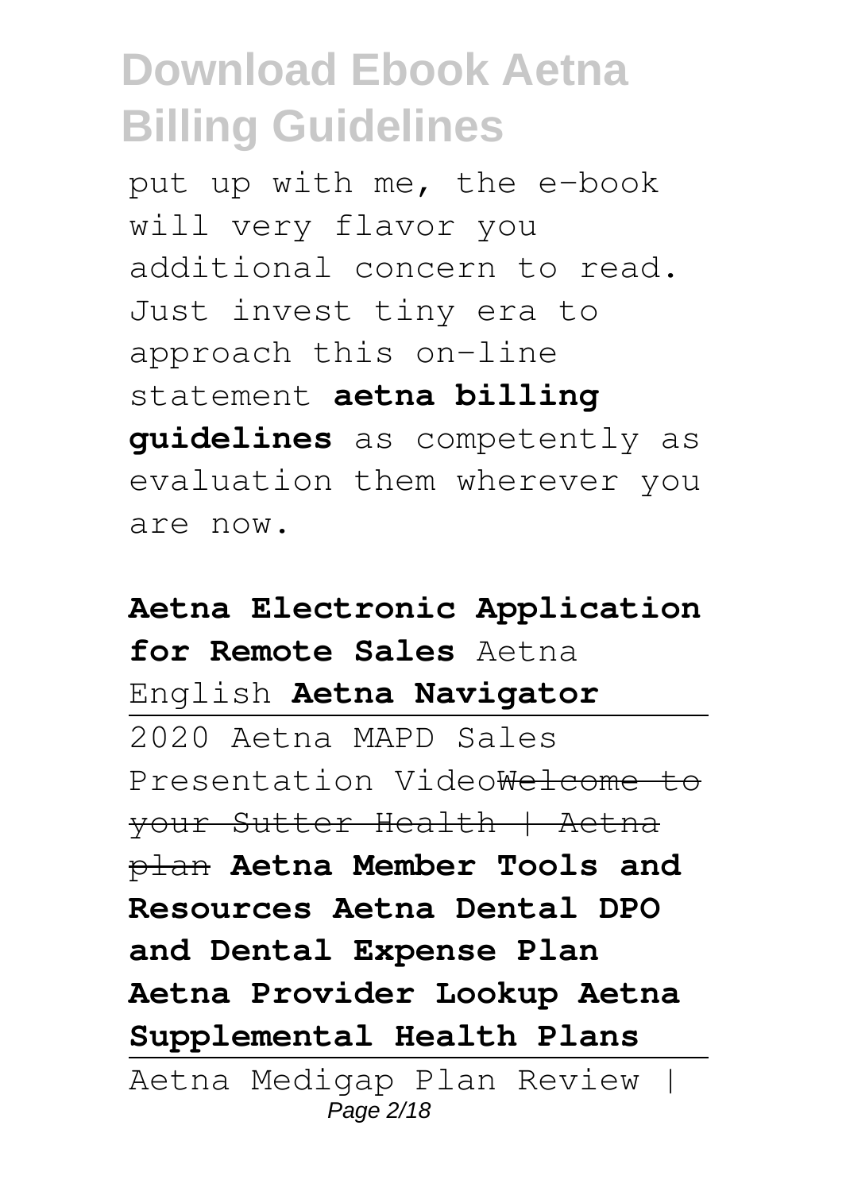put up with me, the e-book will very flavor you additional concern to read. Just invest tiny era to approach this on-line statement **aetna billing guidelines** as competently as evaluation them wherever you are now.

**Aetna Electronic Application for Remote Sales** Aetna English **Aetna Navigator**

2020 Aetna MAPD Sales Presentation Video~~Welcome to your Sutter Health | Aetna plan~~ **Aetna Member Tools and Resources Aetna Dental DPO and Dental Expense Plan Aetna Provider Lookup Aetna Supplemental Health Plans**

Aetna Medigap Plan Review |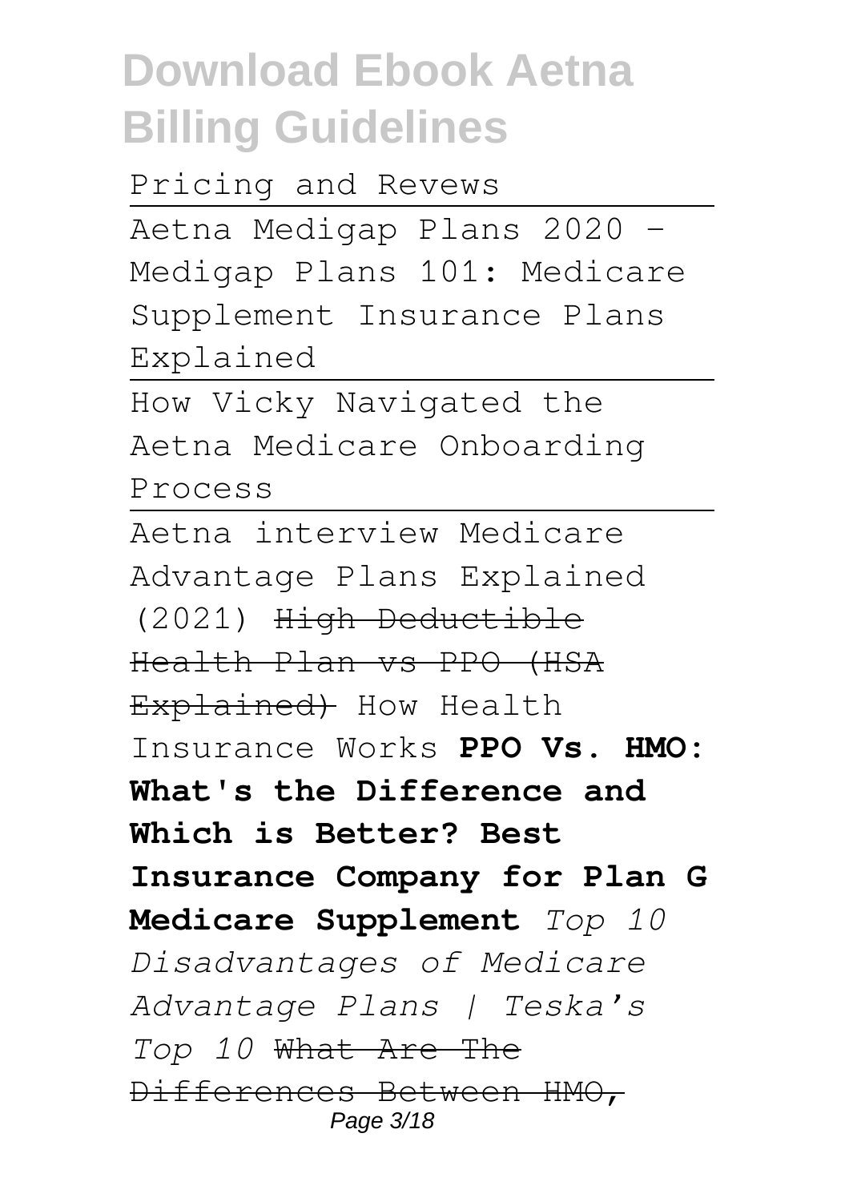Pricing and Revews

Aetna Medigap Plans 2020 - Medigap Plans 101: Medicare Supplement Insurance Plans Explained

How Vicky Navigated the Aetna Medicare Onboarding Process

Aetna interview Medicare Advantage Plans Explained (2021) ~~High Deductible Health Plan vs PPO (HSA Explained)~~ How Health Insurance Works **PPO Vs. HMO: What's the Difference and Which is Better? Best Insurance Company for Plan G Medicare Supplement** *Top 10 Disadvantages of Medicare Advantage Plans | Teska's Top 10* ~~What Are The Differences Between HMO,~~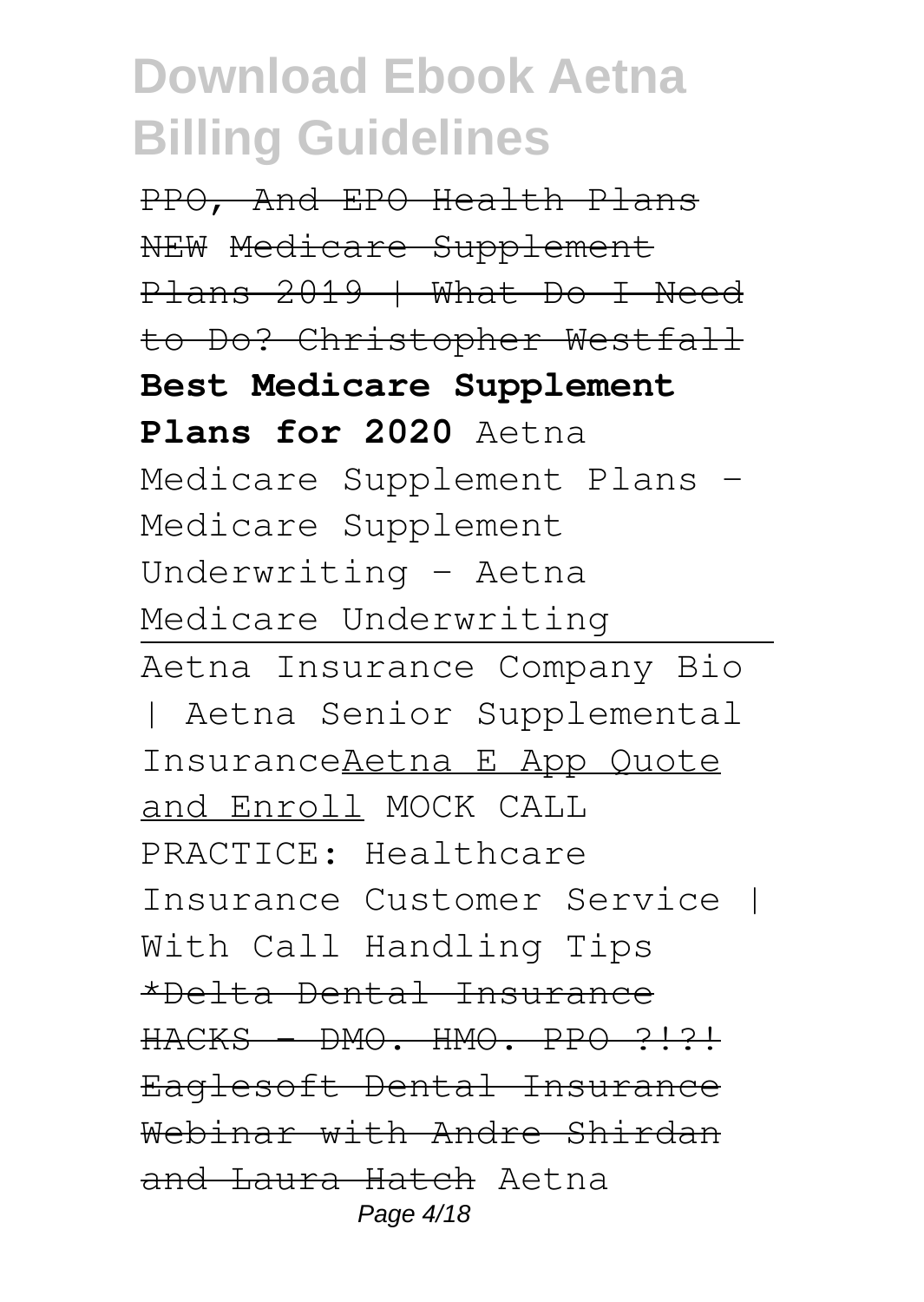~~PPO, And EPO Health Plans~~ ~~NEW~~ ~~Medicare Supplement Plans 2019 | What Do I Need to Do? Christopher Westfall~~ **Best Medicare Supplement Plans for 2020** Aetna Medicare Supplement Plans - Medicare Supplement Underwriting - Aetna Medicare Underwriting

Aetna Insurance Company Bio | Aetna Senior Supplemental Insurance<u>Aetna E App Quote and Enroll</u> MOCK CALL PRACTICE: Healthcare Insurance Customer Service | With Call Handling Tips ~~*Delta Dental Insurance HACKS - DMO. HMO. PPO ?!?!~~ ~~Eaglesoft Dental Insurance Webinar with Andre Shirdan and Laura Hatch~~ Aetna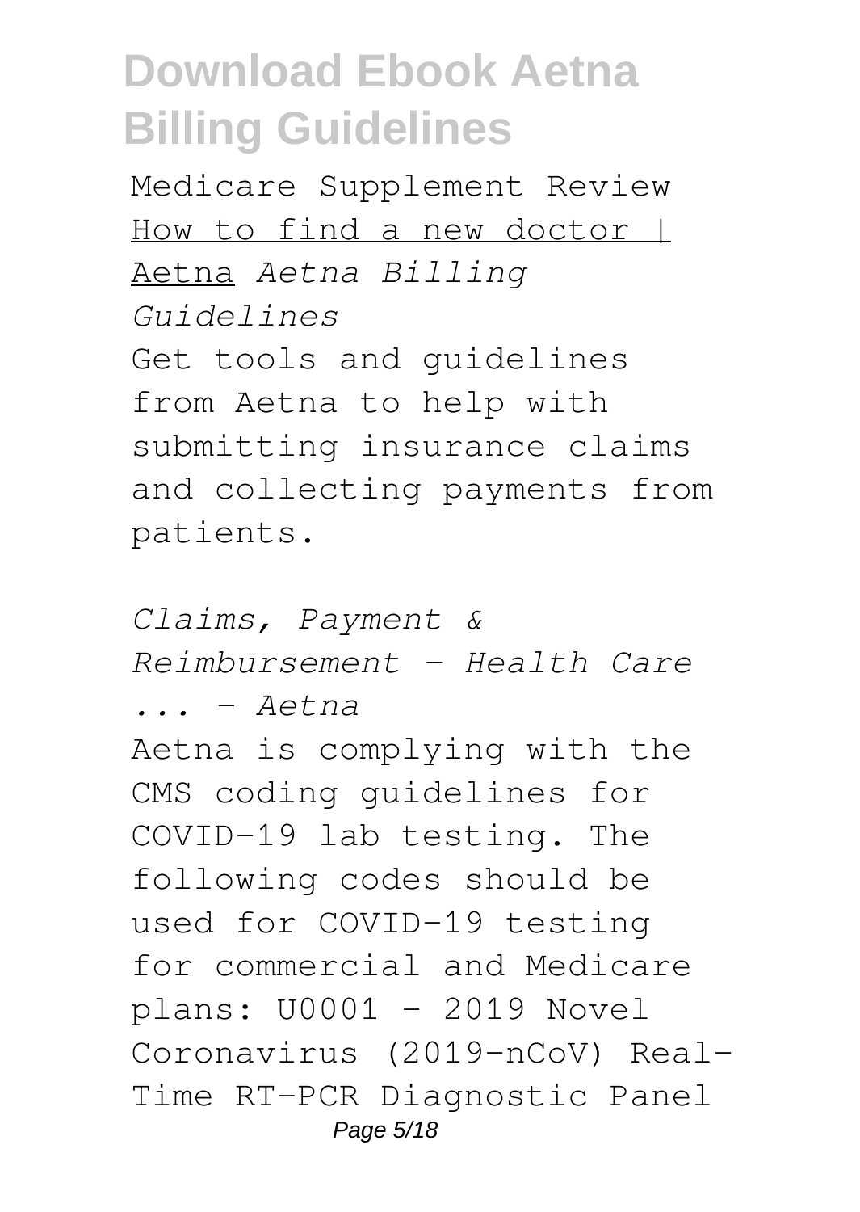Medicare Supplement Review How to find a new doctor | Aetna *Aetna Billing Guidelines*

Get tools and guidelines from Aetna to help with submitting insurance claims and collecting payments from patients.

*Claims, Payment & Reimbursement - Health Care ... - Aetna*

Aetna is complying with the CMS coding guidelines for COVID-19 lab testing. The following codes should be used for COVID-19 testing for commercial and Medicare plans: U0001 – 2019 Novel Coronavirus (2019-nCoV) Real-Time RT-PCR Diagnostic Panel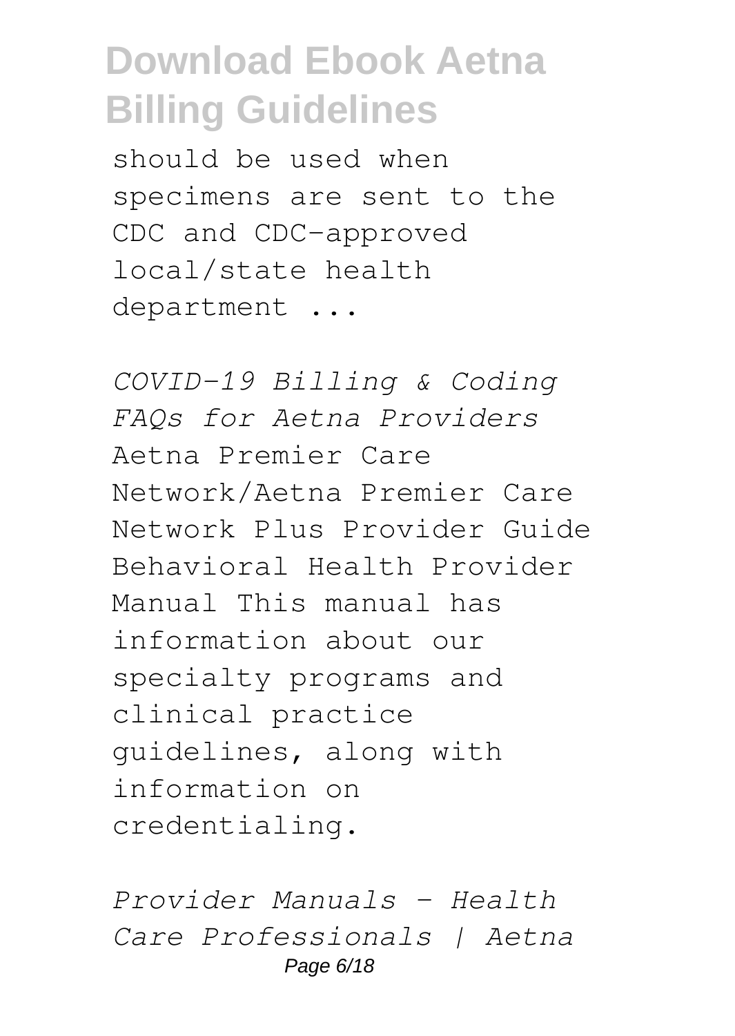should be used when specimens are sent to the CDC and CDC-approved local/state health department ...

*COVID-19 Billing & Coding FAQs for Aetna Providers*

Aetna Premier Care Network/Aetna Premier Care Network Plus Provider Guide Behavioral Health Provider Manual This manual has information about our specialty programs and clinical practice guidelines, along with information on credentialing.

*Provider Manuals - Health Care Professionals | Aetna*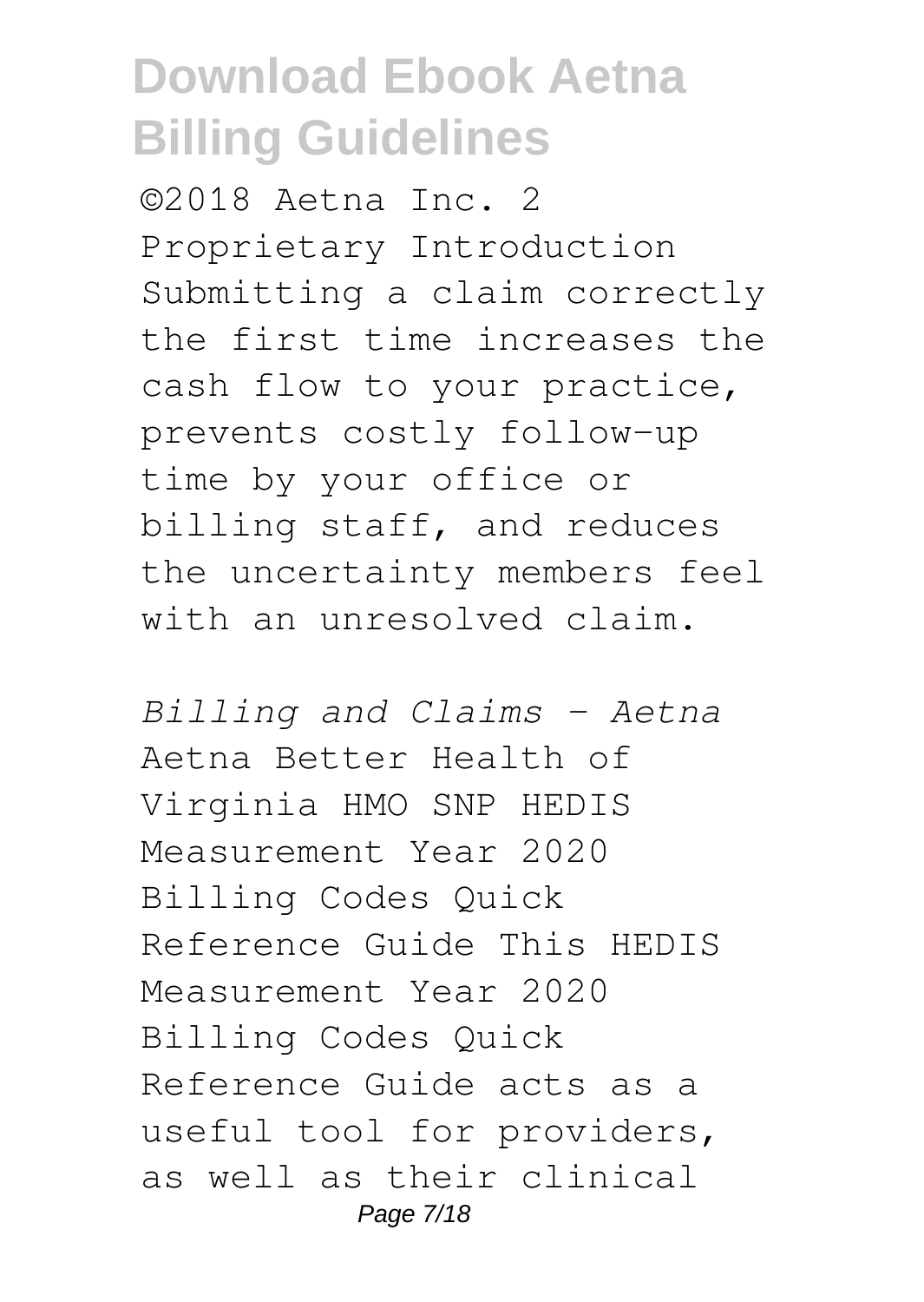©2018 Aetna Inc. 2 Proprietary Introduction Submitting a claim correctly the first time increases the cash flow to your practice, prevents costly follow-up time by your office or billing staff, and reduces the uncertainty members feel with an unresolved claim.

*Billing and Claims - Aetna*

Aetna Better Health of Virginia HMO SNP HEDIS Measurement Year 2020 Billing Codes Quick Reference Guide This HEDIS Measurement Year 2020 Billing Codes Quick Reference Guide acts as a useful tool for providers, as well as their clinical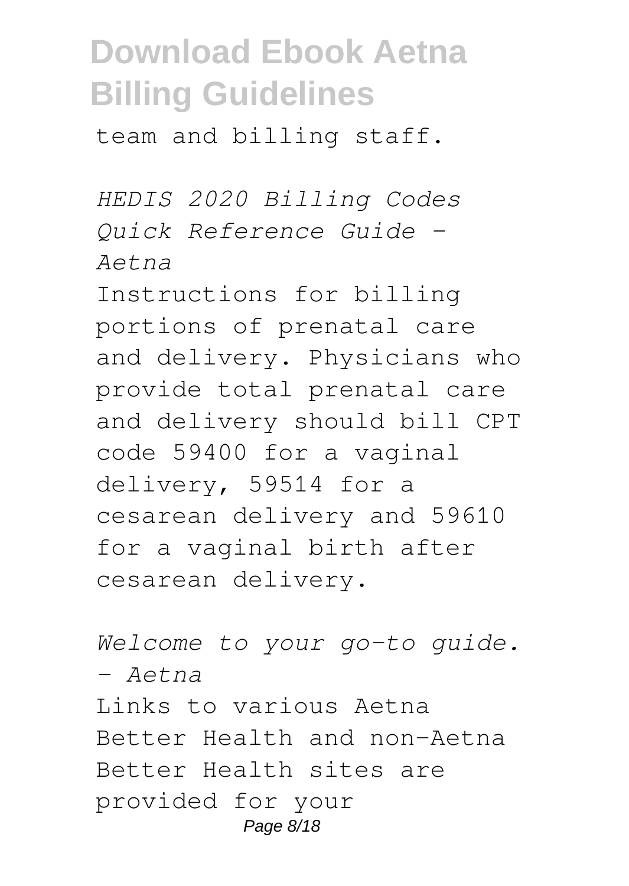team and billing staff.

*HEDIS 2020 Billing Codes Quick Reference Guide - Aetna*

Instructions for billing portions of prenatal care and delivery. Physicians who provide total prenatal care and delivery should bill CPT code 59400 for a vaginal delivery, 59514 for a cesarean delivery and 59610 for a vaginal birth after cesarean delivery.

*Welcome to your go-to guide. - Aetna*

Links to various Aetna Better Health and non-Aetna Better Health sites are provided for your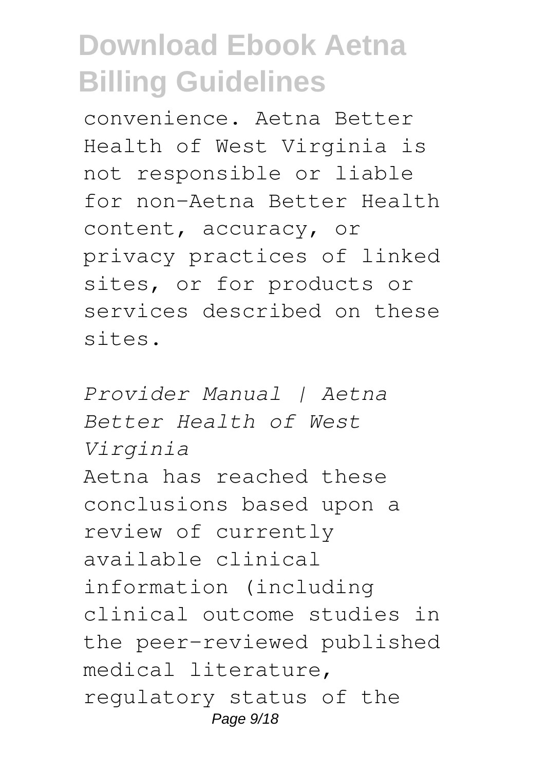convenience. Aetna Better Health of West Virginia is not responsible or liable for non-Aetna Better Health content, accuracy, or privacy practices of linked sites, or for products or services described on these sites.

*Provider Manual | Aetna Better Health of West Virginia*

Aetna has reached these conclusions based upon a review of currently available clinical information (including clinical outcome studies in the peer-reviewed published medical literature, regulatory status of the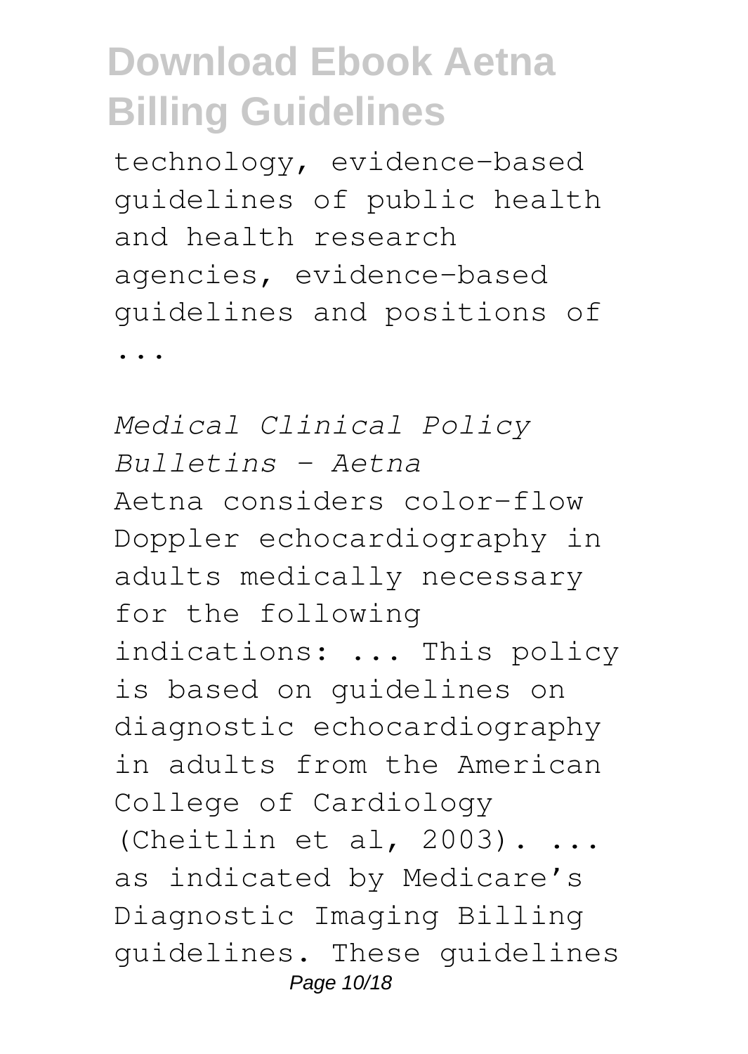technology, evidence-based guidelines of public health and health research agencies, evidence-based guidelines and positions of ...

*Medical Clinical Policy Bulletins - Aetna*

Aetna considers color-flow Doppler echocardiography in adults medically necessary for the following indications: ... This policy is based on guidelines on diagnostic echocardiography in adults from the American College of Cardiology (Cheitlin et al, 2003). ... as indicated by Medicare's Diagnostic Imaging Billing guidelines. These guidelines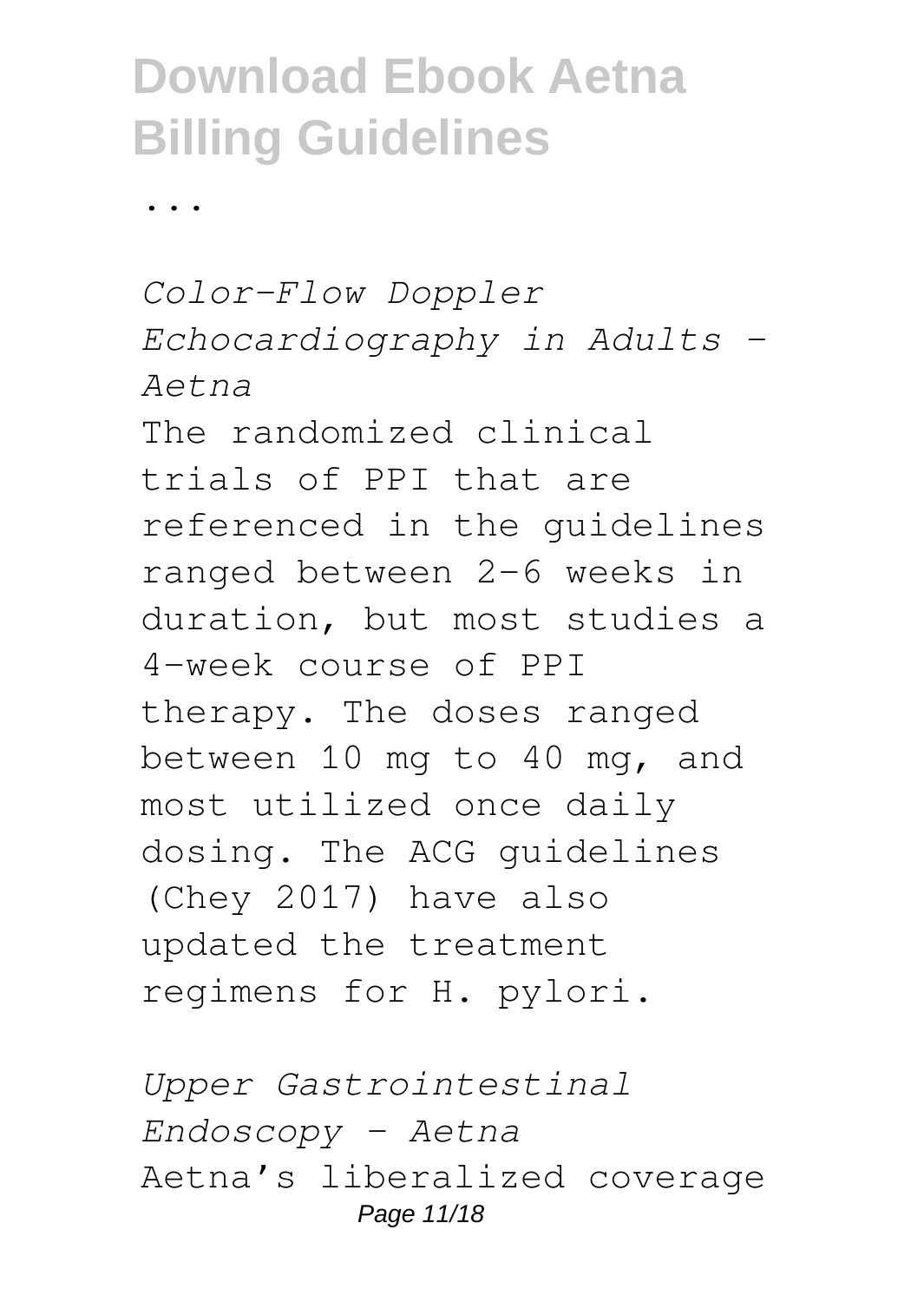...

*Color-Flow Doppler Echocardiography in Adults - Aetna*

The randomized clinical trials of PPI that are referenced in the guidelines ranged between 2-6 weeks in duration, but most studies a 4-week course of PPI therapy. The doses ranged between 10 mg to 40 mg, and most utilized once daily dosing. The ACG guidelines (Chey 2017) have also updated the treatment regimens for H. pylori.

*Upper Gastrointestinal Endoscopy - Aetna*

Aetna's liberalized coverage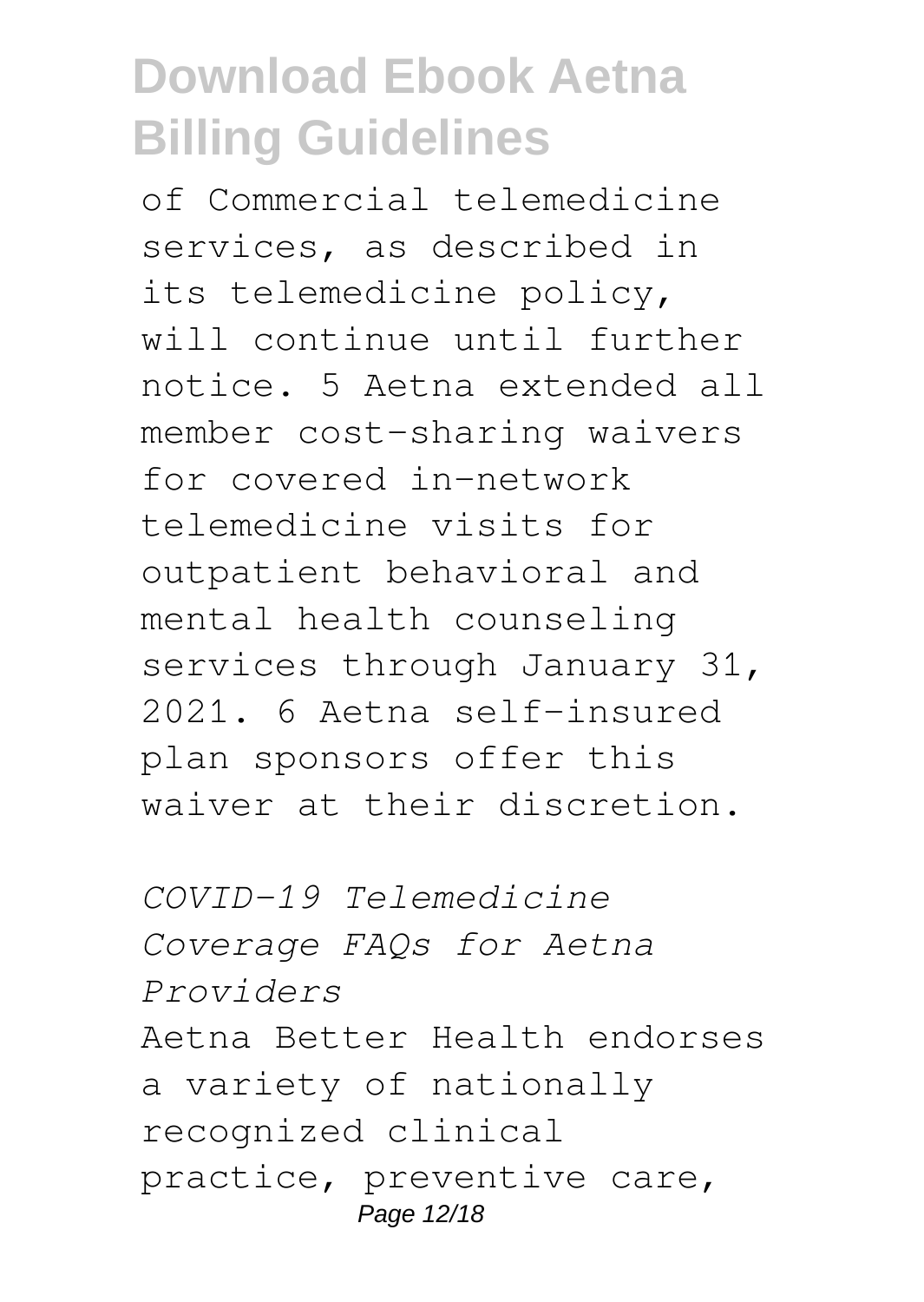of Commercial telemedicine services, as described in its telemedicine policy, will continue until further notice. 5 Aetna extended all member cost-sharing waivers for covered in-network telemedicine visits for outpatient behavioral and mental health counseling services through January 31, 2021. 6 Aetna self-insured plan sponsors offer this waiver at their discretion.

*COVID-19 Telemedicine Coverage FAQs for Aetna Providers*

Aetna Better Health endorses a variety of nationally recognized clinical practice, preventive care,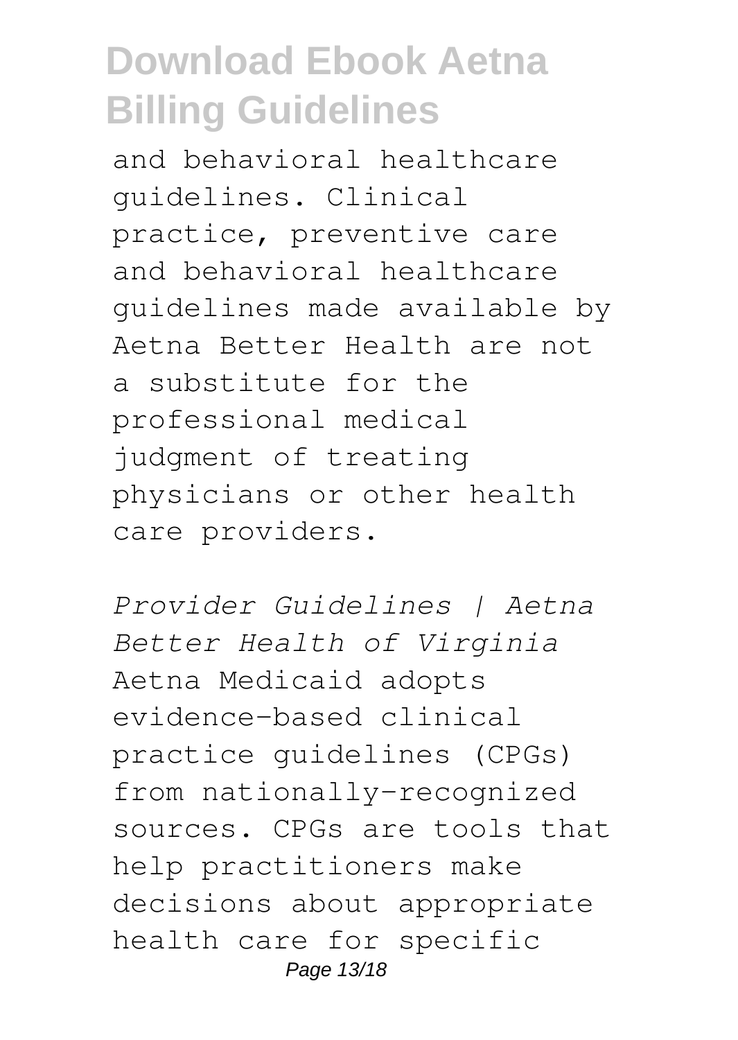and behavioral healthcare guidelines. Clinical practice, preventive care and behavioral healthcare guidelines made available by Aetna Better Health are not a substitute for the professional medical judgment of treating physicians or other health care providers.

*Provider Guidelines | Aetna Better Health of Virginia*

Aetna Medicaid adopts evidence-based clinical practice guidelines (CPGs) from nationally-recognized sources. CPGs are tools that help practitioners make decisions about appropriate health care for specific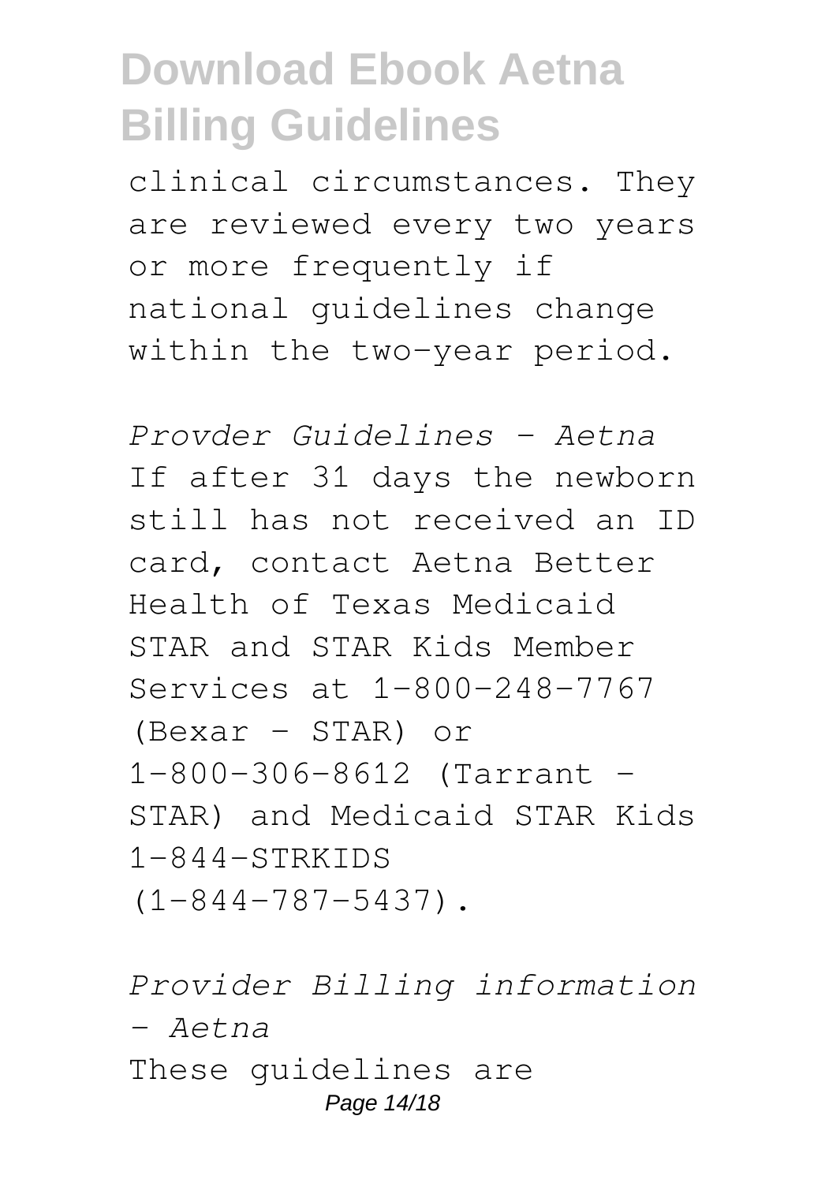clinical circumstances. They are reviewed every two years or more frequently if national guidelines change within the two-year period.

*Provder Guidelines - Aetna*

If after 31 days the newborn still has not received an ID card, contact Aetna Better Health of Texas Medicaid STAR and STAR Kids Member Services at 1-800-248-7767 (Bexar - STAR) or 1-800-306-8612 (Tarrant - STAR) and Medicaid STAR Kids 1-844-STRKIDS (1-844-787-5437).

*Provider Billing information - Aetna*

These guidelines are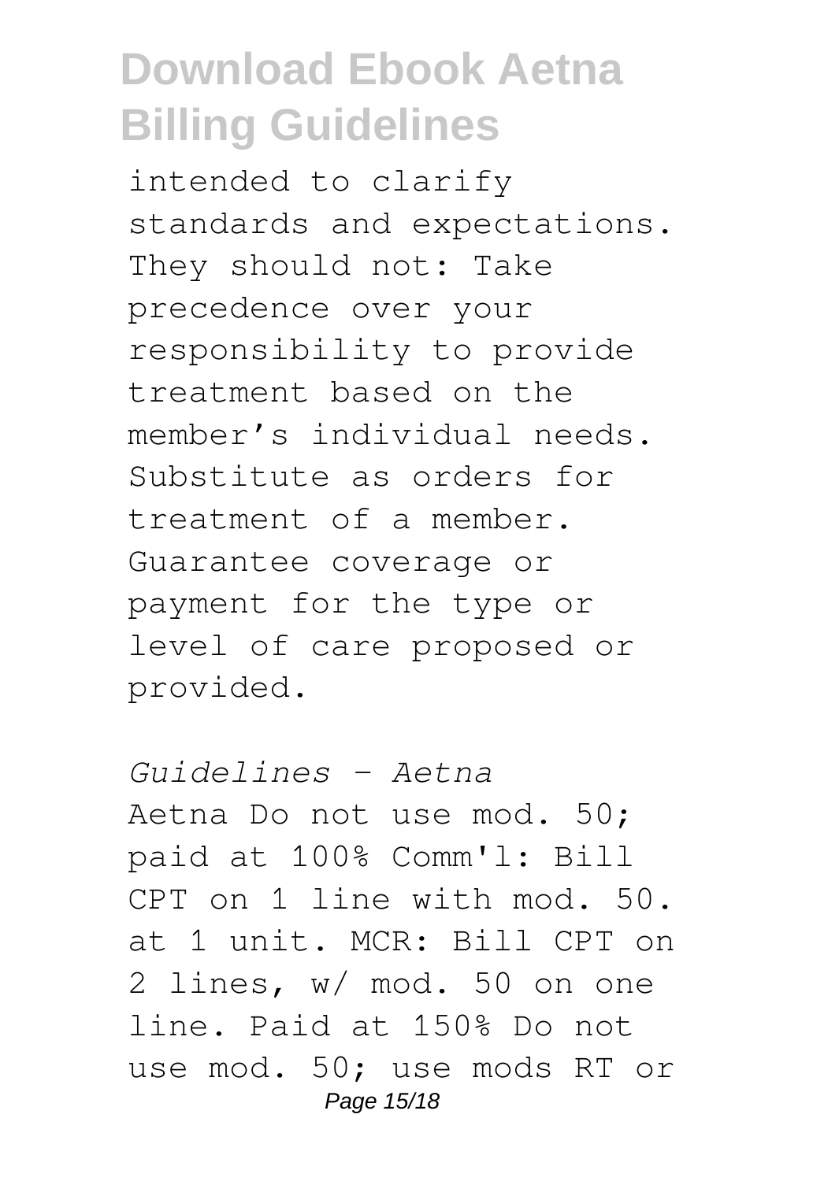intended to clarify standards and expectations. They should not: Take precedence over your responsibility to provide treatment based on the member's individual needs. Substitute as orders for treatment of a member. Guarantee coverage or payment for the type or level of care proposed or provided.

*Guidelines - Aetna*

Aetna Do not use mod. 50; paid at 100% Comm'l: Bill CPT on 1 line with mod. 50. at 1 unit. MCR: Bill CPT on 2 lines, w/ mod. 50 on one line. Paid at 150% Do not use mod. 50; use mods RT or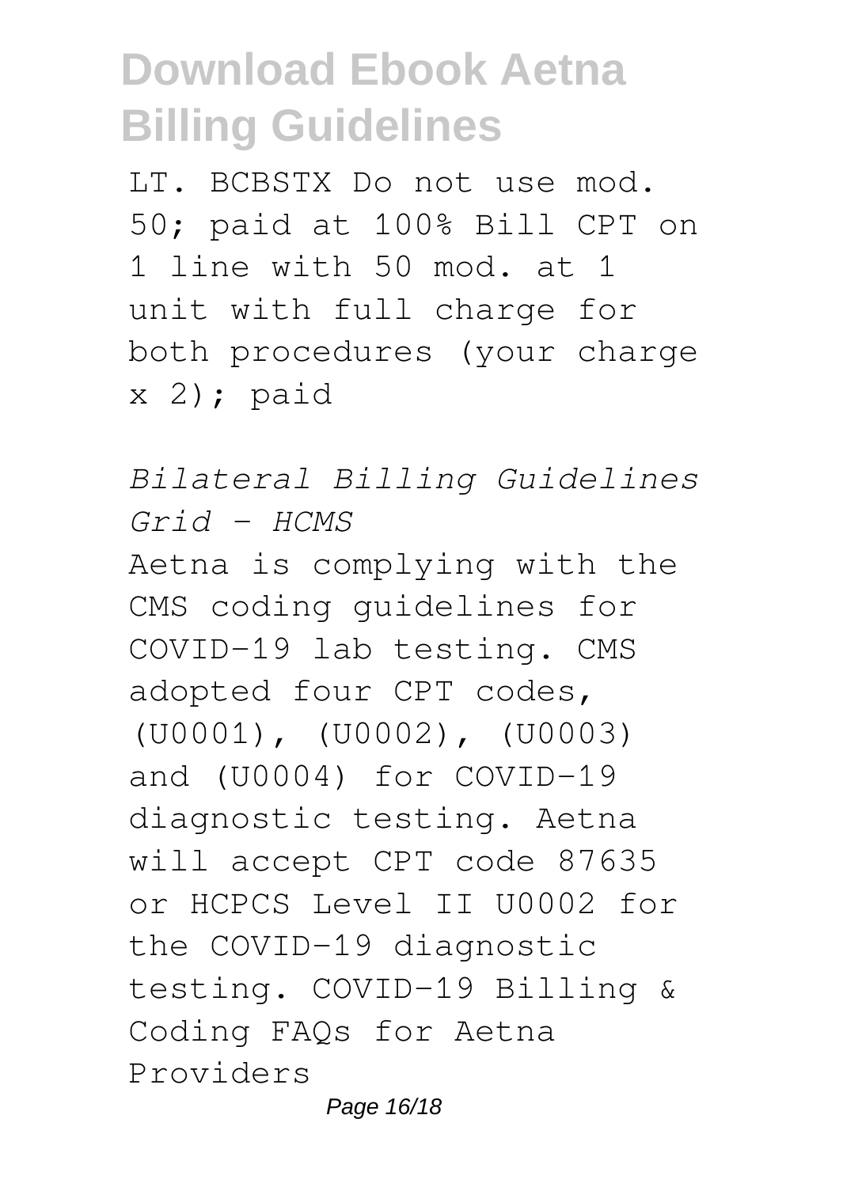LT. BCBSTX Do not use mod. 50; paid at 100% Bill CPT on 1 line with 50 mod. at 1 unit with full charge for both procedures (your charge x 2); paid

*Bilateral Billing Guidelines Grid - HCMS*

Aetna is complying with the CMS coding guidelines for COVID-19 lab testing. CMS adopted four CPT codes, (U0001), (U0002), (U0003) and (U0004) for COVID-19 diagnostic testing. Aetna will accept CPT code 87635 or HCPCS Level II U0002 for the COVID-19 diagnostic testing. COVID-19 Billing & Coding FAQs for Aetna Providers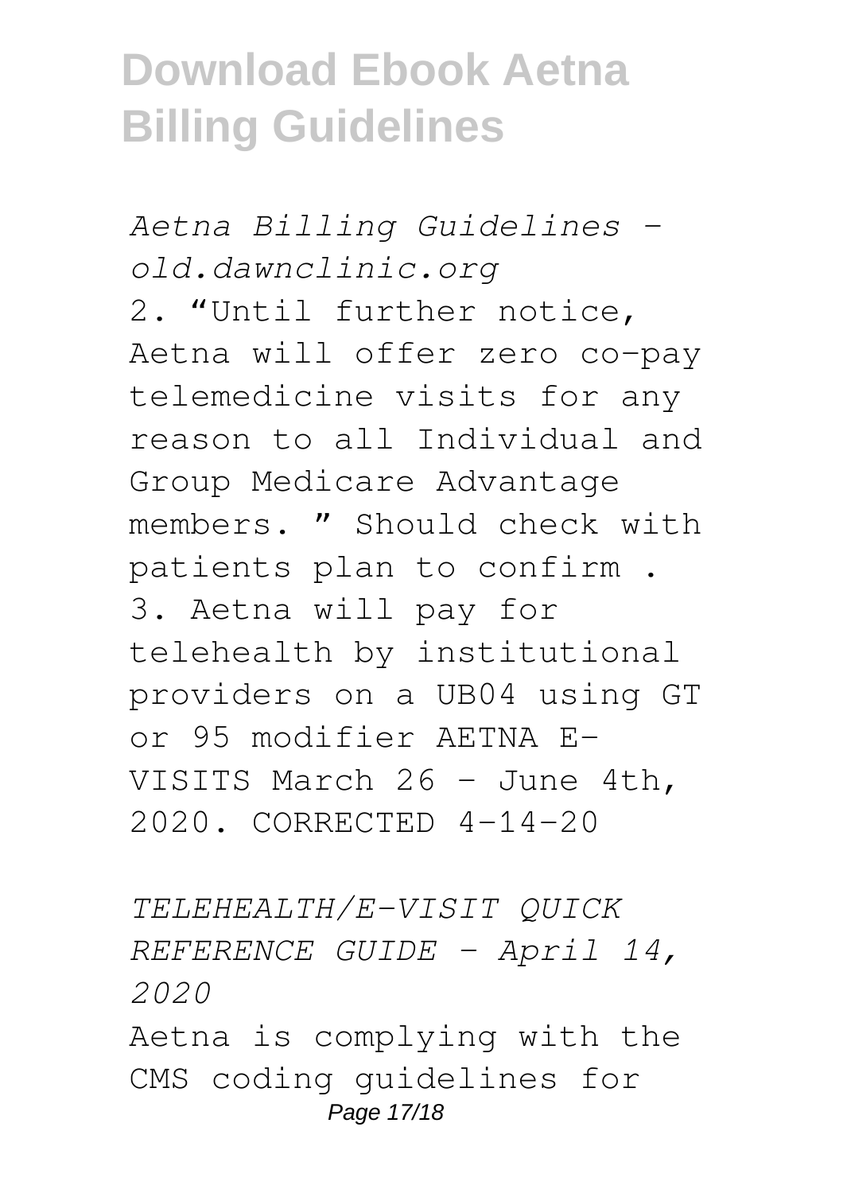*Aetna Billing Guidelines - old.dawnclinic.org*

2. "Until further notice, Aetna will offer zero co-pay telemedicine visits for any reason to all Individual and Group Medicare Advantage members. " Should check with patients plan to confirm . 3. Aetna will pay for telehealth by institutional providers on a UB04 using GT or 95 modifier AETNA E-VISITS March 26 - June 4th, 2020. CORRECTED 4-14-20

*TELEHEALTH/E-VISIT QUICK REFERENCE GUIDE - April 14, 2020*

Aetna is complying with the CMS coding guidelines for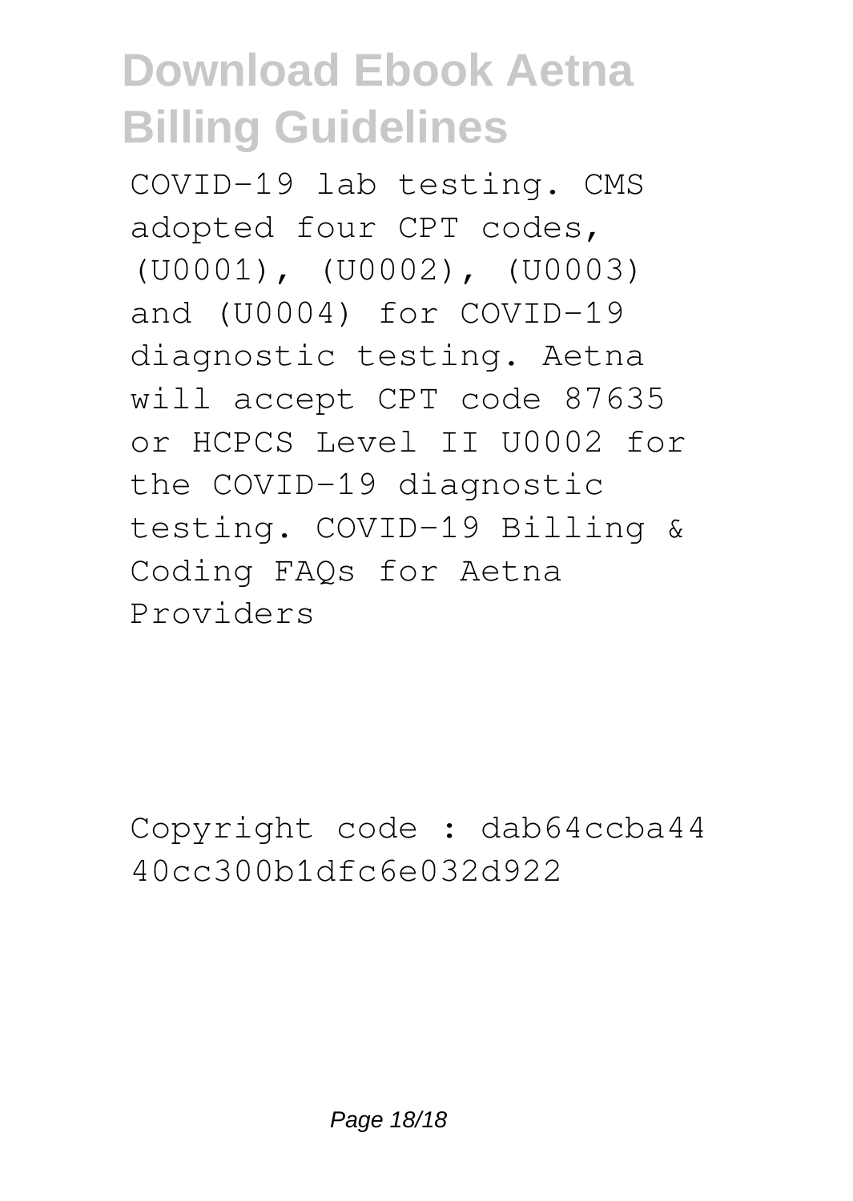COVID-19 lab testing. CMS adopted four CPT codes, (U0001), (U0002), (U0003) and (U0004) for COVID-19 diagnostic testing. Aetna will accept CPT code 87635 or HCPCS Level II U0002 for the COVID-19 diagnostic testing. COVID-19 Billing & Coding FAQs for Aetna Providers

Copyright code : dab64ccba4440cc300b1dfc6e032d922